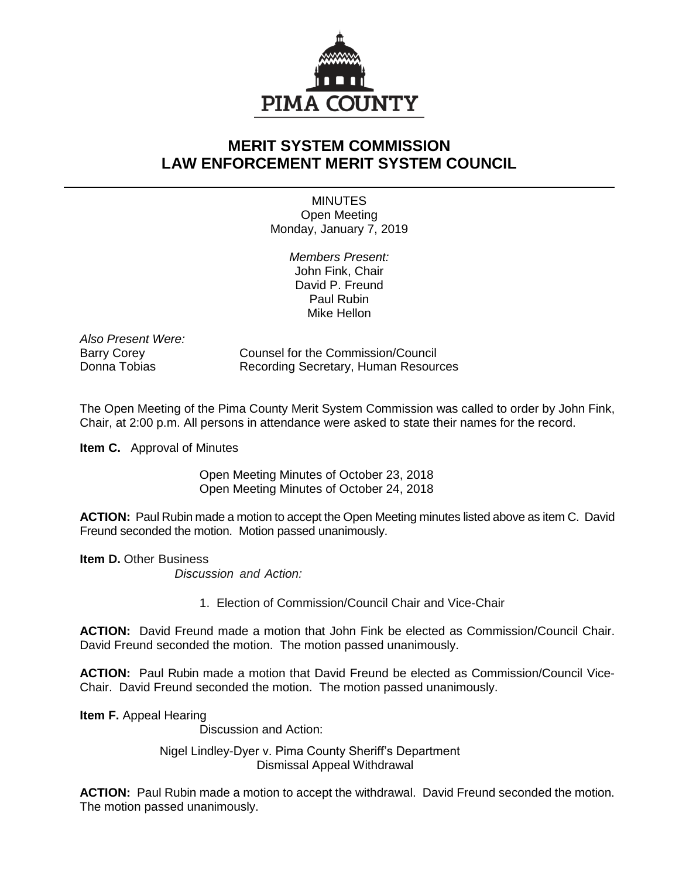PIMA COUNTY

# MERIT SYSTEM COMMISSION
# LAW ENFORCEMENT MERIT SYSTEM COUNCIL

MINUTES
Open Meeting
Monday, January 7, 2019

*Members Present:*
John Fink, Chair
David P. Freund
Paul Rubin
Mike Hellon

*Also Present Were:*

| | |
|---|---|
| Barry Corey | Counsel for the Commission/Council |
| Donna Tobias | Recording Secretary, Human Resources |

The Open Meeting of the Pima County Merit System Commission was called to order by John Fink, Chair, at 2:00 p.m. All persons in attendance were asked to state their names for the record.

**Item C.** Approval of Minutes

Open Meeting Minutes of October 23, 2018
Open Meeting Minutes of October 24, 2018

**ACTION:** Paul Rubin made a motion to accept the Open Meeting minutes listed above as item C. David Freund seconded the motion. Motion passed unanimously.

**Item D.** Other Business

*Discussion and Action:*

1. Election of Commission/Council Chair and Vice-Chair

**ACTION:** David Freund made a motion that John Fink be elected as Commission/Council Chair. David Freund seconded the motion. The motion passed unanimously.

**ACTION:** Paul Rubin made a motion that David Freund be elected as Commission/Council Vice-Chair. David Freund seconded the motion. The motion passed unanimously.

**Item F.** Appeal Hearing

Discussion and Action:

Nigel Lindley-Dyer v. Pima County Sheriff's Department
Dismissal Appeal Withdrawal

**ACTION:** Paul Rubin made a motion to accept the withdrawal. David Freund seconded the motion. The motion passed unanimously.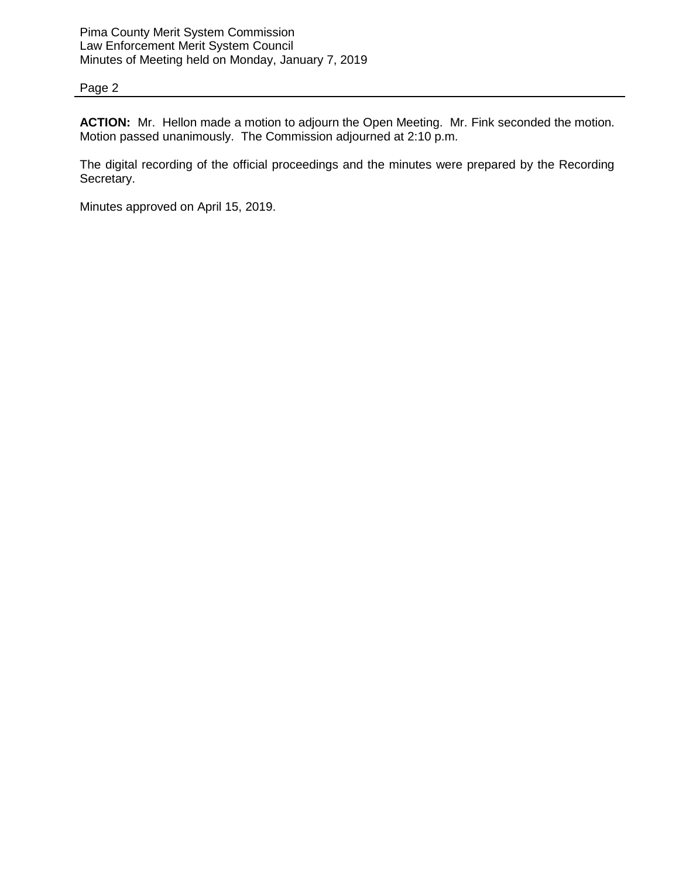**ACTION:** Mr. Hellon made a motion to adjourn the Open Meeting. Mr. Fink seconded the motion. Motion passed unanimously. The Commission adjourned at 2:10 p.m.

The digital recording of the official proceedings and the minutes were prepared by the Recording Secretary.

Minutes approved on April 15, 2019.